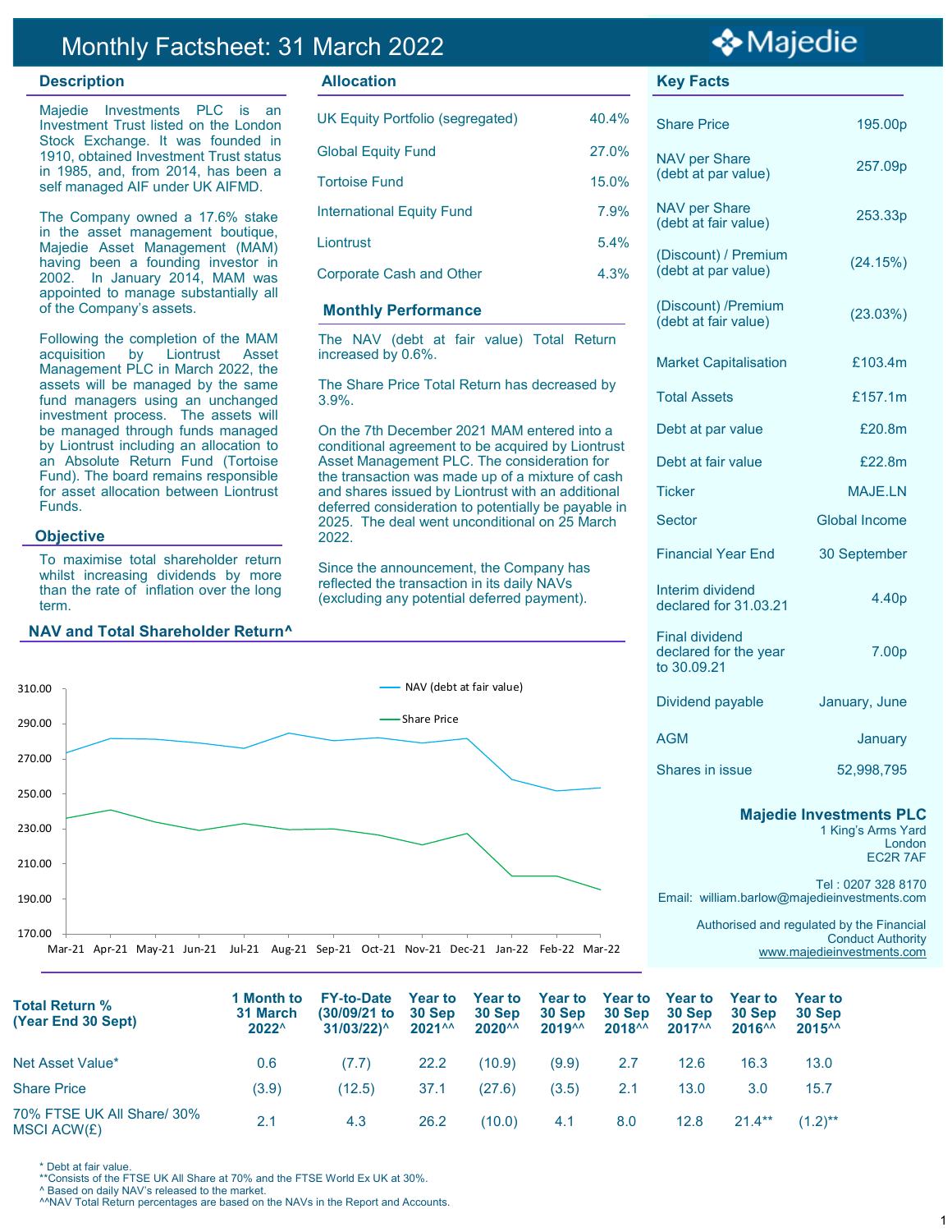# Monthly Factsheet: 31 March 2022

Majedie

## Description

Majedie Investments PLC is an Investment Trust listed on the London Stock Exchange. It was founded in 1910, obtained Investment Trust status in 1985, and, from 2014, has been a self managed AIF under UK AIFMD.

The Company owned a 17.6% stake in the asset management boutique, Majedie Asset Management (MAM) having been a founding investor in 2002. In January 2014, MAM was appointed to manage substantially all of the Company's assets.

Following the completion of the MAM acquisition by Liontrust Asset Management PLC in March 2022, the assets will be managed by the same fund managers using an unchanged investment process. The assets will be managed through funds managed by Liontrust including an allocation to an Absolute Return Fund (Tortoise Fund). The board remains responsible for asset allocation between Liontrust Funds.

## Objective

To maximise total shareholder return whilst increasing dividends by more than the rate of inflation over the long term.

## Allocation

| | |
|---|---|
| UK Equity Portfolio (segregated) | 40.4% |
| Global Equity Fund | 27.0% |
| Tortoise Fund | 15.0% |
| International Equity Fund | 7.9% |
| Liontrust | 5.4% |
| Corporate Cash and Other | 4.3% |

## Monthly Performance

The NAV (debt at fair value) Total Return increased by 0.6%.

The Share Price Total Return has decreased by 3.9%.

On the 7th December 2021 MAM entered into a conditional agreement to be acquired by Liontrust Asset Management PLC. The consideration for the transaction was made up of a mixture of cash and shares issued by Liontrust with an additional deferred consideration to potentially be payable in 2025. The deal went unconditional on 25 March 2022.

Since the announcement, the Company has reflected the transaction in its daily NAVs (excluding any potential deferred payment).

## Key Facts

| | |
|---|---|
| Share Price | 195.00p |
| NAV per Share (debt at par value) | 257.09p |
| NAV per Share (debt at fair value) | 253.33p |
| (Discount) / Premium (debt at par value) | (24.15%) |
| (Discount) /Premium (debt at fair value) | (23.03%) |
| Market Capitalisation | £103.4m |
| Total Assets | £157.1m |
| Debt at par value | £20.8m |
| Debt at fair value | £22.8m |
| Ticker | MAJE.LN |
| Sector | Global Income |
| Financial Year End | 30 September |
| Interim dividend declared for 31.03.21 | 4.40p |
| Final dividend declared for the year to 30.09.21 | 7.00p |
| Dividend payable | January, June |
| AGM | January |
| Shares in issue | 52,998,795 |

## NAV and Total Shareholder Return^

(Chart: NAV (debt at fair value) and Share Price, Mar-21 to Mar-22, y-axis 170.00–310.00)

**Majedie Investments PLC**
1 King's Arms Yard
London
EC2R 7AF

Tel : 0207 328 8170
Email: william.barlow@majedieinvestments.com

Authorised and regulated by the Financial Conduct Authority
www.majedieinvestments.com

| Total Return % (Year End 30 Sept) | 1 Month to 31 March 2022^ | FY-to-Date (30/09/21 to 31/03/22)^ | Year to 30 Sep 2021^^ | Year to 30 Sep 2020^^ | Year to 30 Sep 2019^^ | Year to 30 Sep 2018^^ | Year to 30 Sep 2017^^ | Year to 30 Sep 2016^^ | Year to 30 Sep 2015^^ |
|---|---|---|---|---|---|---|---|---|---|
| Net Asset Value* | 0.6 | (7.7) | 22.2 | (10.9) | (9.9) | 2.7 | 12.6 | 16.3 | 13.0 |
| Share Price | (3.9) | (12.5) | 37.1 | (27.6) | (3.5) | 2.1 | 13.0 | 3.0 | 15.7 |
| 70% FTSE UK All Share/ 30% MSCI ACW(£) | 2.1 | 4.3 | 26.2 | (10.0) | 4.1 | 8.0 | 12.8 | 21.4** | (1.2)** |

* Debt at fair value.
**Consists of the FTSE UK All Share at 70% and the FTSE World Ex UK at 30%.
^ Based on daily NAV's released to the market.
^^NAV Total Return percentages are based on the NAVs in the Report and Accounts.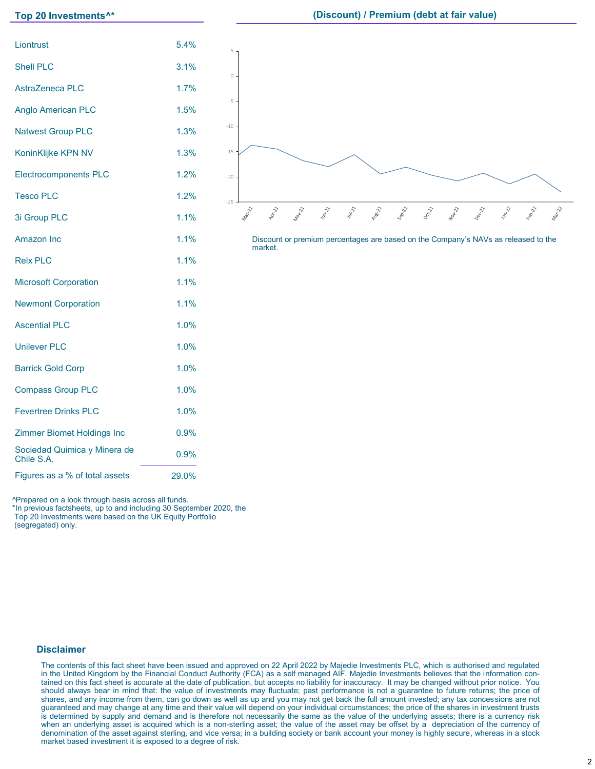## Top 20 Investments^*

| | |
|---|---|
| Liontrust | 5.4% |
| Shell PLC | 3.1% |
| AstraZeneca PLC | 1.7% |
| Anglo American PLC | 1.5% |
| Natwest Group PLC | 1.3% |
| KoninKlijke KPN NV | 1.3% |
| Electrocomponents PLC | 1.2% |
| Tesco PLC | 1.2% |
| 3i Group PLC | 1.1% |
| Amazon Inc | 1.1% |
| Relx PLC | 1.1% |
| Microsoft Corporation | 1.1% |
| Newmont Corporation | 1.1% |
| Ascential PLC | 1.0% |
| Unilever PLC | 1.0% |
| Barrick Gold Corp | 1.0% |
| Compass Group PLC | 1.0% |
| Fevertree Drinks PLC | 1.0% |
| Zimmer Biomet Holdings Inc | 0.9% |
| Sociedad Quimica y Minera de Chile S.A. | 0.9% |
| Figures as a % of total assets | 29.0% |

^Prepared on a look through basis across all funds.
*In previous factsheets, up to and including 30 September 2020, the Top 20 Investments were based on the UK Equity Portfolio (segregated) only.

## (Discount) / Premium (debt at fair value)

5
0
-5
-10
-15
-20
-25

Mar-21 Apr-21 May-21 Jun-21 Jul-21 Aug-21 Sep-21 Oct-21 Nov-21 Dec-21 Jan-22 Feb-22 Mar-22

Discount or premium percentages are based on the Company's NAVs as released to the market.

## Disclaimer

The contents of this fact sheet have been issued and approved on 22 April 2022 by Majedie Investments PLC, which is authorised and regulated in the United Kingdom by the Financial Conduct Authority (FCA) as a self managed AIF. Majedie Investments believes that the information contained on this fact sheet is accurate at the date of publication, but accepts no liability for inaccuracy. It may be changed without prior notice. You should always bear in mind that: the value of investments may fluctuate; past performance is not a guarantee to future returns; the price of shares, and any income from them, can go down as well as up and you may not get back the full amount invested; any tax concessions are not guaranteed and may change at any time and their value will depend on your individual circumstances; the price of the shares in investment trusts is determined by supply and demand and is therefore not necessarily the same as the value of the underlying assets; there is a currency risk when an underlying asset is acquired which is a non-sterling asset; the value of the asset may be offset by a depreciation of the currency of denomination of the asset against sterling, and vice versa; in a building society or bank account your money is highly secure, whereas in a stock market based investment it is exposed to a degree of risk.